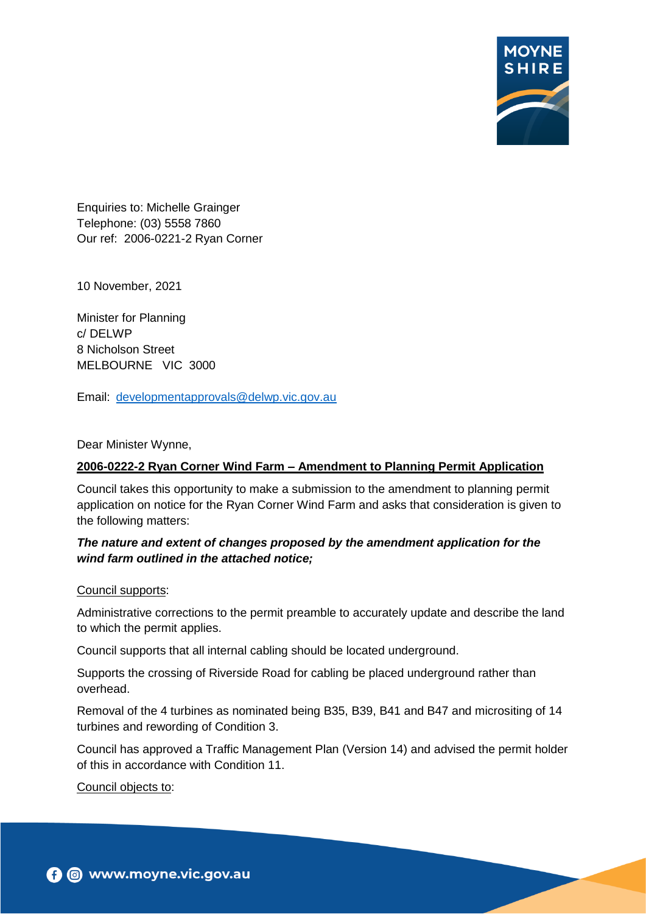Enquiries to: Michelle Grainger
Telephone: (03) 5558 7860
Our ref: 2006-0221-2 Ryan Corner

10 November, 2021

Minister for Planning
c/ DELWP
8 Nicholson Street
MELBOURNE VIC 3000

Email: developmentapprovals@delwp.vic.gov.au

Dear Minister Wynne,

**2006-0222-2 Ryan Corner Wind Farm – Amendment to Planning Permit Application**

Council takes this opportunity to make a submission to the amendment to planning permit application on notice for the Ryan Corner Wind Farm and asks that consideration is given to the following matters:

***The nature and extent of changes proposed by the amendment application for the wind farm outlined in the attached notice;***

Council supports:

Administrative corrections to the permit preamble to accurately update and describe the land to which the permit applies.

Council supports that all internal cabling should be located underground.

Supports the crossing of Riverside Road for cabling be placed underground rather than overhead.

Removal of the 4 turbines as nominated being B35, B39, B41 and B47 and micrositing of 14 turbines and rewording of Condition 3.

Council has approved a Traffic Management Plan (Version 14) and advised the permit holder of this in accordance with Condition 11.

Council objects to: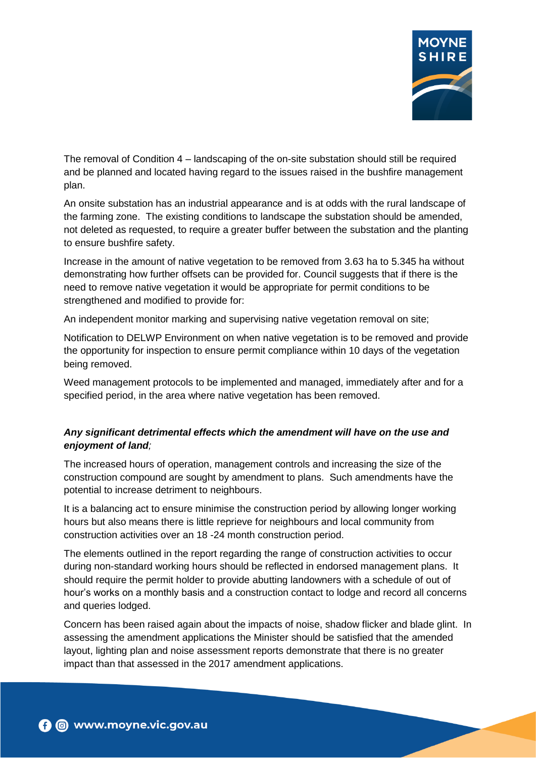The removal of Condition 4 – landscaping of the on-site substation should still be required and be planned and located having regard to the issues raised in the bushfire management plan.

An onsite substation has an industrial appearance and is at odds with the rural landscape of the farming zone. The existing conditions to landscape the substation should be amended, not deleted as requested, to require a greater buffer between the substation and the planting to ensure bushfire safety.

Increase in the amount of native vegetation to be removed from 3.63 ha to 5.345 ha without demonstrating how further offsets can be provided for. Council suggests that if there is the need to remove native vegetation it would be appropriate for permit conditions to be strengthened and modified to provide for:

An independent monitor marking and supervising native vegetation removal on site;

Notification to DELWP Environment on when native vegetation is to be removed and provide the opportunity for inspection to ensure permit compliance within 10 days of the vegetation being removed.

Weed management protocols to be implemented and managed, immediately after and for a specified period, in the area where native vegetation has been removed.

***Any significant detrimental effects which the amendment will have on the use and enjoyment of land****;*

The increased hours of operation, management controls and increasing the size of the construction compound are sought by amendment to plans. Such amendments have the potential to increase detriment to neighbours.

It is a balancing act to ensure minimise the construction period by allowing longer working hours but also means there is little reprieve for neighbours and local community from construction activities over an 18 -24 month construction period.

The elements outlined in the report regarding the range of construction activities to occur during non-standard working hours should be reflected in endorsed management plans. It should require the permit holder to provide abutting landowners with a schedule of out of hour's works on a monthly basis and a construction contact to lodge and record all concerns and queries lodged.

Concern has been raised again about the impacts of noise, shadow flicker and blade glint. In assessing the amendment applications the Minister should be satisfied that the amended layout, lighting plan and noise assessment reports demonstrate that there is no greater impact than that assessed in the 2017 amendment applications.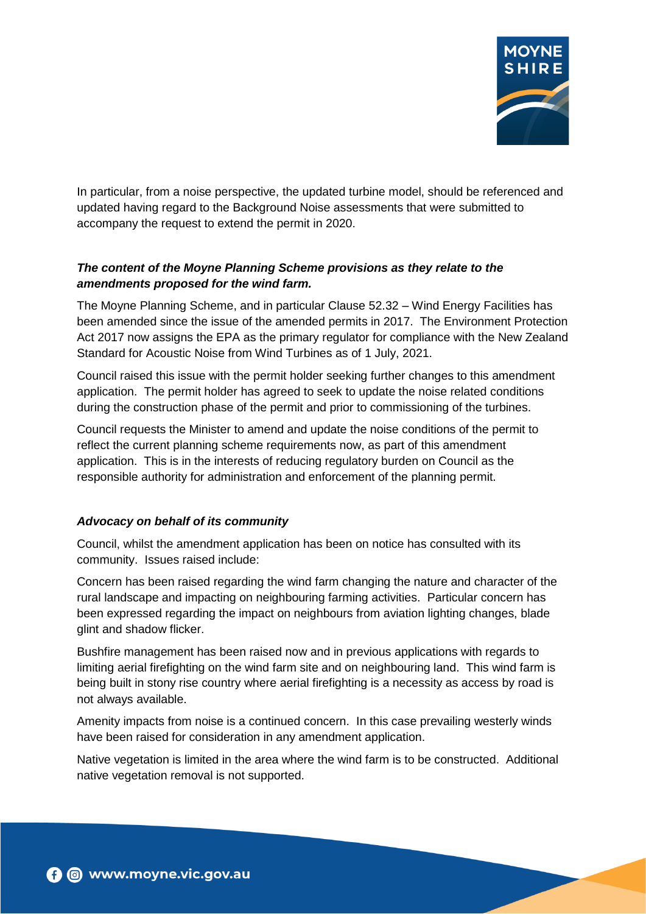In particular, from a noise perspective, the updated turbine model, should be referenced and updated having regard to the Background Noise assessments that were submitted to accompany the request to extend the permit in 2020.

***The content of the Moyne Planning Scheme provisions as they relate to the amendments proposed for the wind farm.***

The Moyne Planning Scheme, and in particular Clause 52.32 – Wind Energy Facilities has been amended since the issue of the amended permits in 2017. The Environment Protection Act 2017 now assigns the EPA as the primary regulator for compliance with the New Zealand Standard for Acoustic Noise from Wind Turbines as of 1 July, 2021.

Council raised this issue with the permit holder seeking further changes to this amendment application. The permit holder has agreed to seek to update the noise related conditions during the construction phase of the permit and prior to commissioning of the turbines.

Council requests the Minister to amend and update the noise conditions of the permit to reflect the current planning scheme requirements now, as part of this amendment application. This is in the interests of reducing regulatory burden on Council as the responsible authority for administration and enforcement of the planning permit.

***Advocacy on behalf of its community***

Council, whilst the amendment application has been on notice has consulted with its community. Issues raised include:

Concern has been raised regarding the wind farm changing the nature and character of the rural landscape and impacting on neighbouring farming activities. Particular concern has been expressed regarding the impact on neighbours from aviation lighting changes, blade glint and shadow flicker.

Bushfire management has been raised now and in previous applications with regards to limiting aerial firefighting on the wind farm site and on neighbouring land. This wind farm is being built in stony rise country where aerial firefighting is a necessity as access by road is not always available.

Amenity impacts from noise is a continued concern. In this case prevailing westerly winds have been raised for consideration in any amendment application.

Native vegetation is limited in the area where the wind farm is to be constructed. Additional native vegetation removal is not supported.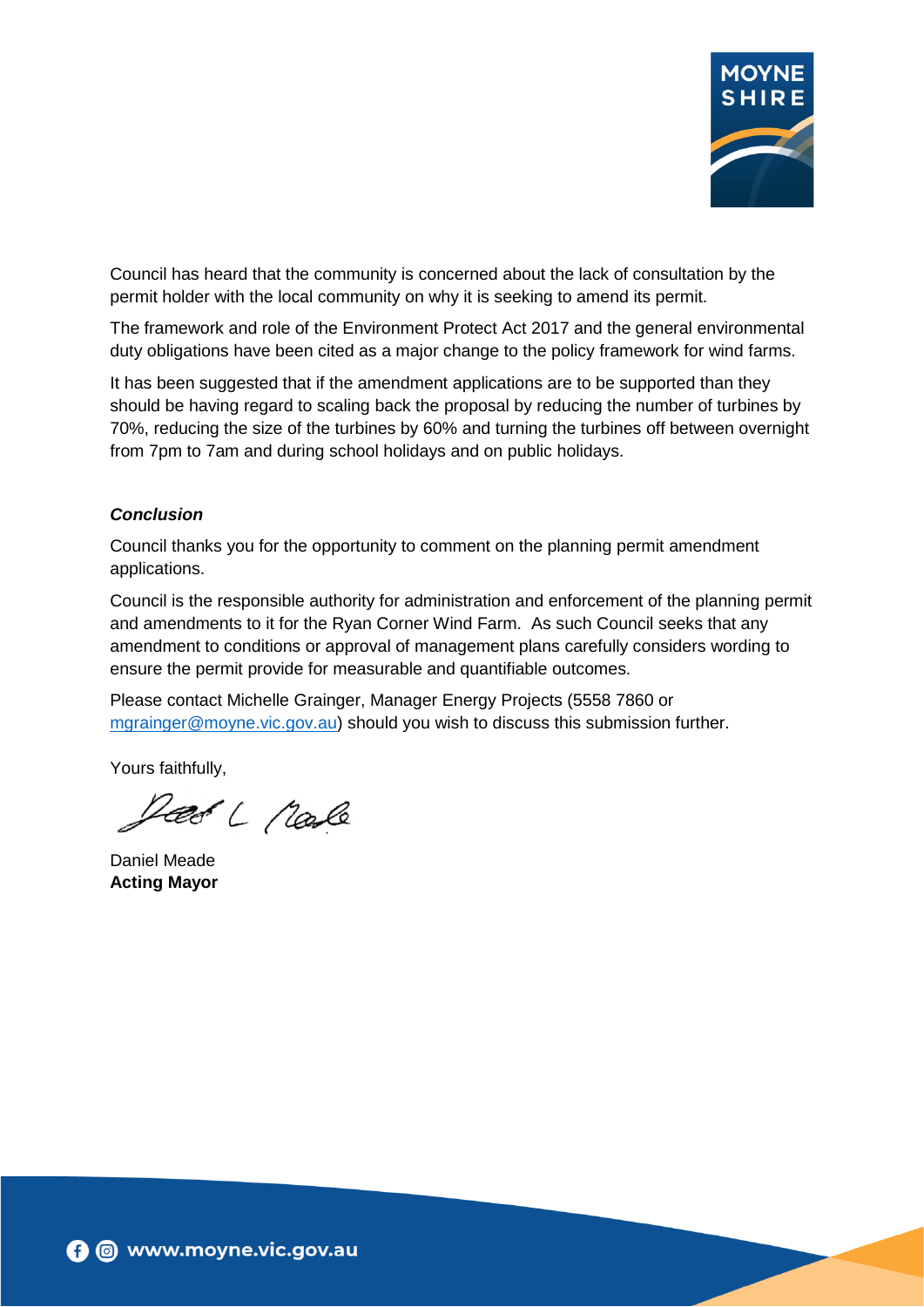Council has heard that the community is concerned about the lack of consultation by the permit holder with the local community on why it is seeking to amend its permit.

The framework and role of the Environment Protect Act 2017 and the general environmental duty obligations have been cited as a major change to the policy framework for wind farms.

It has been suggested that if the amendment applications are to be supported than they should be having regard to scaling back the proposal by reducing the number of turbines by 70%, reducing the size of the turbines by 60% and turning the turbines off between overnight from 7pm to 7am and during school holidays and on public holidays.

***Conclusion***

Council thanks you for the opportunity to comment on the planning permit amendment applications.

Council is the responsible authority for administration and enforcement of the planning permit and amendments to it for the Ryan Corner Wind Farm. As such Council seeks that any amendment to conditions or approval of management plans carefully considers wording to ensure the permit provide for measurable and quantifiable outcomes.

Please contact Michelle Grainger, Manager Energy Projects (5558 7860 or mgrainger@moyne.vic.gov.au) should you wish to discuss this submission further.

Yours faithfully,

Daniel Meade
**Acting Mayor**